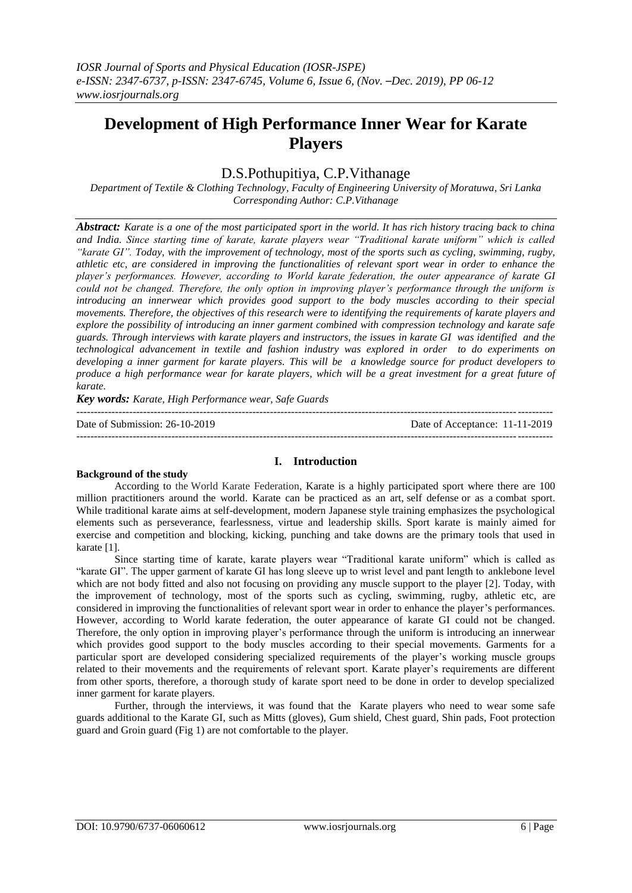# Development of High Performance Inner Wear for Karate Players

D.S.Pothupitiya, C.P.Vithanage

*Department of Textile & Clothing Technology, Faculty of Engineering University of Moratuwa, Sri Lanka*
*Corresponding Author: C.P.Vithanage*

***Abstract:*** ***Karate is a one of the most participated sport in the world. It has rich history tracing back to china and India. Since starting time of karate, karate players wear "Traditional karate uniform" which is called "karate GI". Today, with the improvement of technology, most of the sports such as cycling, swimming, rugby, athletic etc, are considered in improving the functionalities of relevant sport wear in order to enhance the player's performances. However, according to World karate federation, the outer appearance of karate GI could not be changed. Therefore, the only option in improving player's performance through the uniform is introducing an innerwear which provides good support to the body muscles according to their special movements. Therefore, the objectives of this research were to identifying the requirements of karate players and explore the possibility of introducing an inner garment combined with compression technology and karate safe guards. Through interviews with karate players and instructors, the issues in karate GI was identified and the technological advancement in textile and fashion industry was explored in order to do experiments on developing a inner garment for karate players. This will be a knowledge source for product developers to produce a high performance wear for karate players, which will be a great investment for a great future of karate.***

***Key words:*** ***Karate, High Performance wear, Safe Guards***

---

Date of Submission: 26-10-2019 Date of Acceptance: 11-11-2019

---

## I. Introduction

**Background of the study**

According to the World Karate Federation, Karate is a highly participated sport where there are 100 million practitioners around the world. Karate can be practiced as an art, self defense or as a combat sport. While traditional karate aims at self-development, modern Japanese style training emphasizes the psychological elements such as perseverance, fearlessness, virtue and leadership skills. Sport karate is mainly aimed for exercise and competition and blocking, kicking, punching and take downs are the primary tools that used in karate [1].

Since starting time of karate, karate players wear "Traditional karate uniform" which is called as "karate GI". The upper garment of karate GI has long sleeve up to wrist level and pant length to anklebone level which are not body fitted and also not focusing on providing any muscle support to the player [2]. Today, with the improvement of technology, most of the sports such as cycling, swimming, rugby, athletic etc, are considered in improving the functionalities of relevant sport wear in order to enhance the player's performances. However, according to World karate federation, the outer appearance of karate GI could not be changed. Therefore, the only option in improving player's performance through the uniform is introducing an innerwear which provides good support to the body muscles according to their special movements. Garments for a particular sport are developed considering specialized requirements of the player's working muscle groups related to their movements and the requirements of relevant sport. Karate player's requirements are different from other sports, therefore, a thorough study of karate sport need to be done in order to develop specialized inner garment for karate players.

Further, through the interviews, it was found that the Karate players who need to wear some safe guards additional to the Karate GI, such as Mitts (gloves), Gum shield, Chest guard, Shin pads, Foot protection guard and Groin guard (Fig 1) are not comfortable to the player.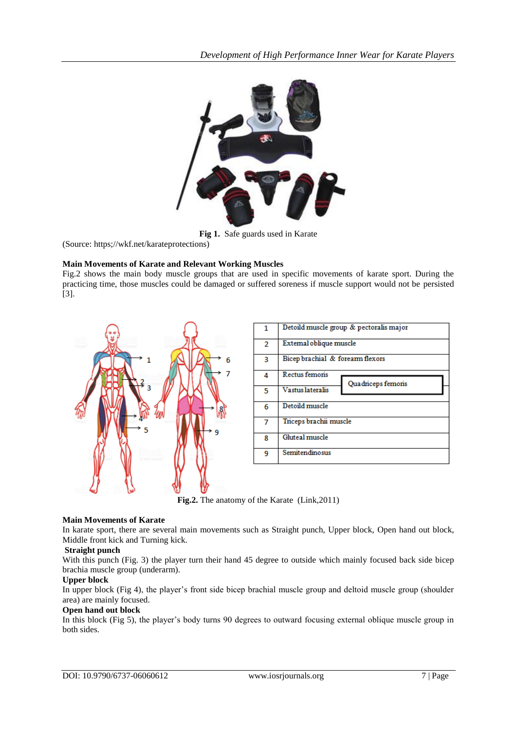**Fig 1.** Safe guards used in Karate

(Source: https;//wkf.net/karateprotections)

**Main Movements of Karate and Relevant Working Muscles**

Fig.2 shows the main body muscle groups that are used in specific movements of karate sport. During the practicing time, those muscles could be damaged or suffered soreness if muscle support would not be persisted [3].

| | | |
|---|---|---|
| 1 | Detoild muscle group & pectoralis major | |
| 2 | External oblique muscle | |
| 3 | Bicep brachial & forearm flexors | |
| 4 | Rectus femoris | Quadriceps femoris |
| 5 | Vastus lateralis | |
| 6 | Detoild muscle | |
| 7 | Triceps brachii muscle | |
| 8 | Gluteal muscle | |
| 9 | Semitendinosus | |

**Fig.2.** The anatomy of the Karate (Link,2011)

**Main Movements of Karate**

In karate sport, there are several main movements such as Straight punch, Upper block, Open hand out block, Middle front kick and Turning kick.

**Straight punch**

With this punch (Fig. 3) the player turn their hand 45 degree to outside which mainly focused back side bicep brachia muscle group (underarm).

**Upper block**

In upper block (Fig 4), the player's front side bicep brachial muscle group and deltoid muscle group (shoulder area) are mainly focused.

**Open hand out block**

In this block (Fig 5), the player's body turns 90 degrees to outward focusing external oblique muscle group in both sides.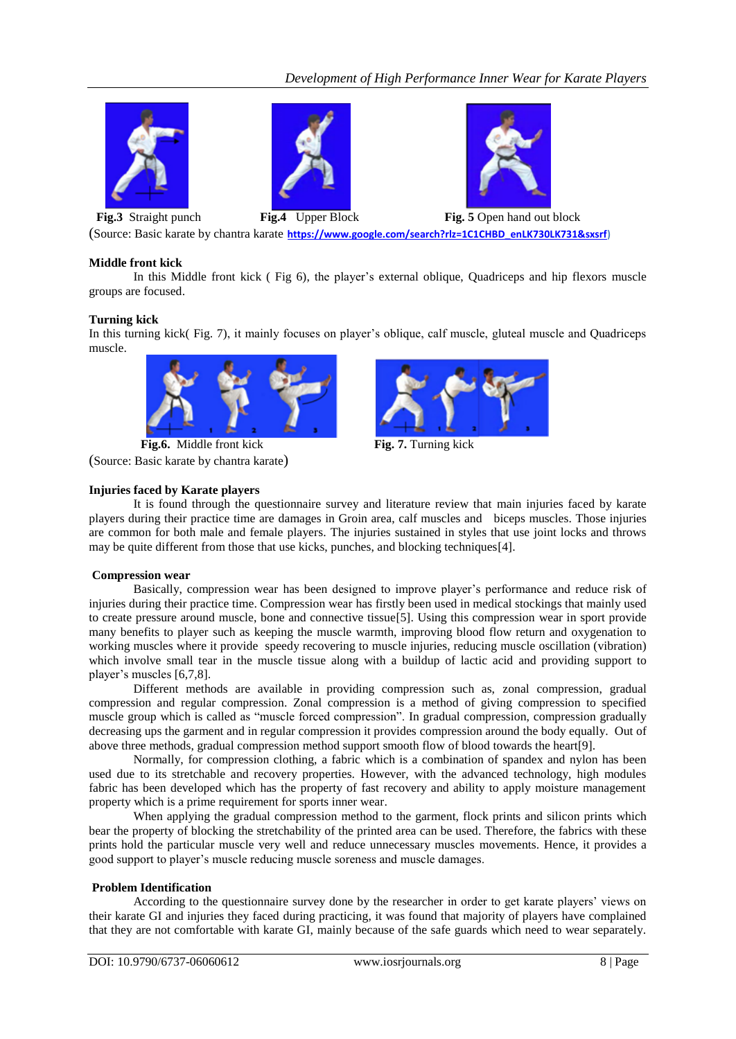**Fig.3** Straight punch **Fig.4** Upper Block **Fig. 5** Open hand out block

(Source: Basic karate by chantra karate https://www.google.com/search?rlz=1C1CHBD_enLK730LK731&sxsrf)

**Middle front kick**

In this Middle front kick ( Fig 6), the player's external oblique, Quadriceps and hip flexors muscle groups are focused.

**Turning kick**

In this turning kick( Fig. 7), it mainly focuses on player's oblique, calf muscle, gluteal muscle and Quadriceps muscle.

**Fig.6.** Middle front kick **Fig. 7.** Turning kick

(Source: Basic karate by chantra karate)

**Injuries faced by Karate players**

It is found through the questionnaire survey and literature review that main injuries faced by karate players during their practice time are damages in Groin area, calf muscles and biceps muscles. Those injuries are common for both male and female players. The injuries sustained in styles that use joint locks and throws may be quite different from those that use kicks, punches, and blocking techniques[4].

**Compression wear**

Basically, compression wear has been designed to improve player's performance and reduce risk of injuries during their practice time. Compression wear has firstly been used in medical stockings that mainly used to create pressure around muscle, bone and connective tissue[5]. Using this compression wear in sport provide many benefits to player such as keeping the muscle warmth, improving blood flow return and oxygenation to working muscles where it provide speedy recovering to muscle injuries, reducing muscle oscillation (vibration) which involve small tear in the muscle tissue along with a buildup of lactic acid and providing support to player's muscles [6,7,8].

Different methods are available in providing compression such as, zonal compression, gradual compression and regular compression. Zonal compression is a method of giving compression to specified muscle group which is called as "muscle forced compression". In gradual compression, compression gradually decreasing ups the garment and in regular compression it provides compression around the body equally. Out of above three methods, gradual compression method support smooth flow of blood towards the heart[9].

Normally, for compression clothing, a fabric which is a combination of spandex and nylon has been used due to its stretchable and recovery properties. However, with the advanced technology, high modules fabric has been developed which has the property of fast recovery and ability to apply moisture management property which is a prime requirement for sports inner wear.

When applying the gradual compression method to the garment, flock prints and silicon prints which bear the property of blocking the stretchability of the printed area can be used. Therefore, the fabrics with these prints hold the particular muscle very well and reduce unnecessary muscles movements. Hence, it provides a good support to player's muscle reducing muscle soreness and muscle damages.

**Problem Identification**

According to the questionnaire survey done by the researcher in order to get karate players' views on their karate GI and injuries they faced during practicing, it was found that majority of players have complained that they are not comfortable with karate GI, mainly because of the safe guards which need to wear separately.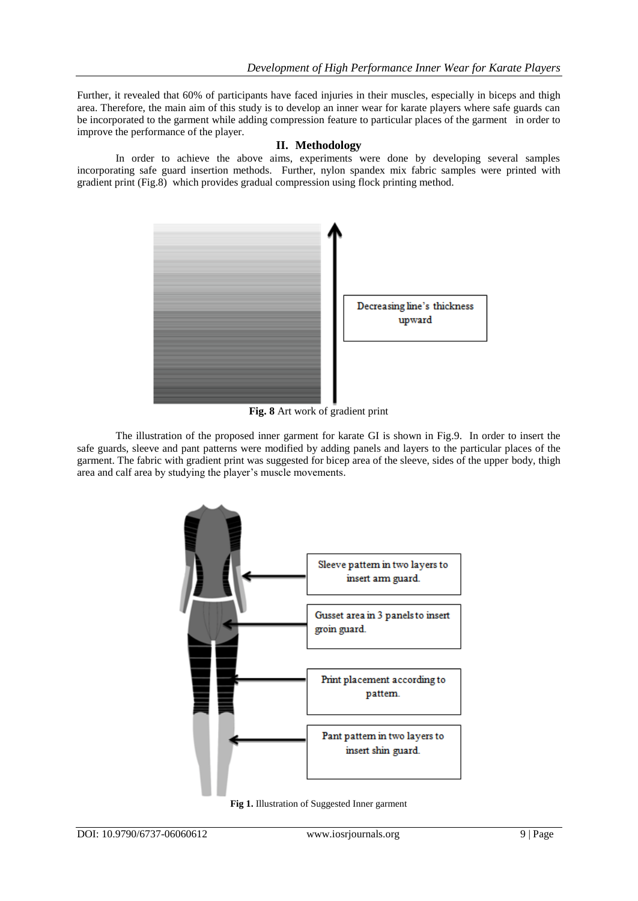Further, it revealed that 60% of participants have faced injuries in their muscles, especially in biceps and thigh area. Therefore, the main aim of this study is to develop an inner wear for karate players where safe guards can be incorporated to the garment while adding compression feature to particular places of the garment in order to improve the performance of the player.

## II. Methodology

In order to achieve the above aims, experiments were done by developing several samples incorporating safe guard insertion methods. Further, nylon spandex mix fabric samples were printed with gradient print (Fig.8) which provides gradual compression using flock printing method.

Decreasing line's thickness upward

**Fig. 8** Art work of gradient print

The illustration of the proposed inner garment for karate GI is shown in Fig.9. In order to insert the safe guards, sleeve and pant patterns were modified by adding panels and layers to the particular places of the garment. The fabric with gradient print was suggested for bicep area of the sleeve, sides of the upper body, thigh area and calf area by studying the player's muscle movements.

Sleeve pattern in two layers to insert arm guard.

Gusset area in 3 panels to insert groin guard.

Print placement according to pattern.

Pant pattern in two layers to insert shin guard.

**Fig 1.** Illustration of Suggested Inner garment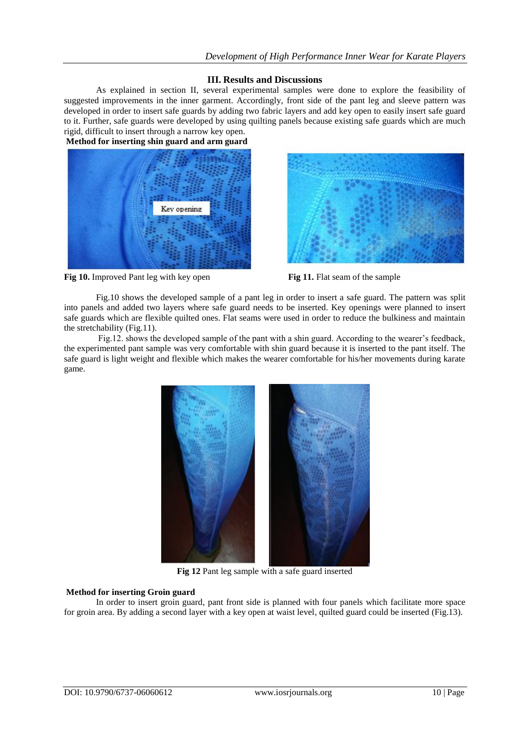## III. Results and Discussions

As explained in section II, several experimental samples were done to explore the feasibility of suggested improvements in the inner garment. Accordingly, front side of the pant leg and sleeve pattern was developed in order to insert safe guards by adding two fabric layers and add key open to easily insert safe guard to it. Further, safe guards were developed by using quilting panels because existing safe guards which are much rigid, difficult to insert through a narrow key open.

**Method for inserting shin guard and arm guard**

**Fig 10.** Improved Pant leg with key open

**Fig 11.** Flat seam of the sample

Fig.10 shows the developed sample of a pant leg in order to insert a safe guard. The pattern was split into panels and added two layers where safe guard needs to be inserted. Key openings were planned to insert safe guards which are flexible quilted ones. Flat seams were used in order to reduce the bulkiness and maintain the stretchability (Fig.11).

Fig.12. shows the developed sample of the pant with a shin guard. According to the wearer's feedback, the experimented pant sample was very comfortable with shin guard because it is inserted to the pant itself. The safe guard is light weight and flexible which makes the wearer comfortable for his/her movements during karate game.

**Fig 12** Pant leg sample with a safe guard inserted

**Method for inserting Groin guard**

In order to insert groin guard, pant front side is planned with four panels which facilitate more space for groin area. By adding a second layer with a key open at waist level, quilted guard could be inserted (Fig.13).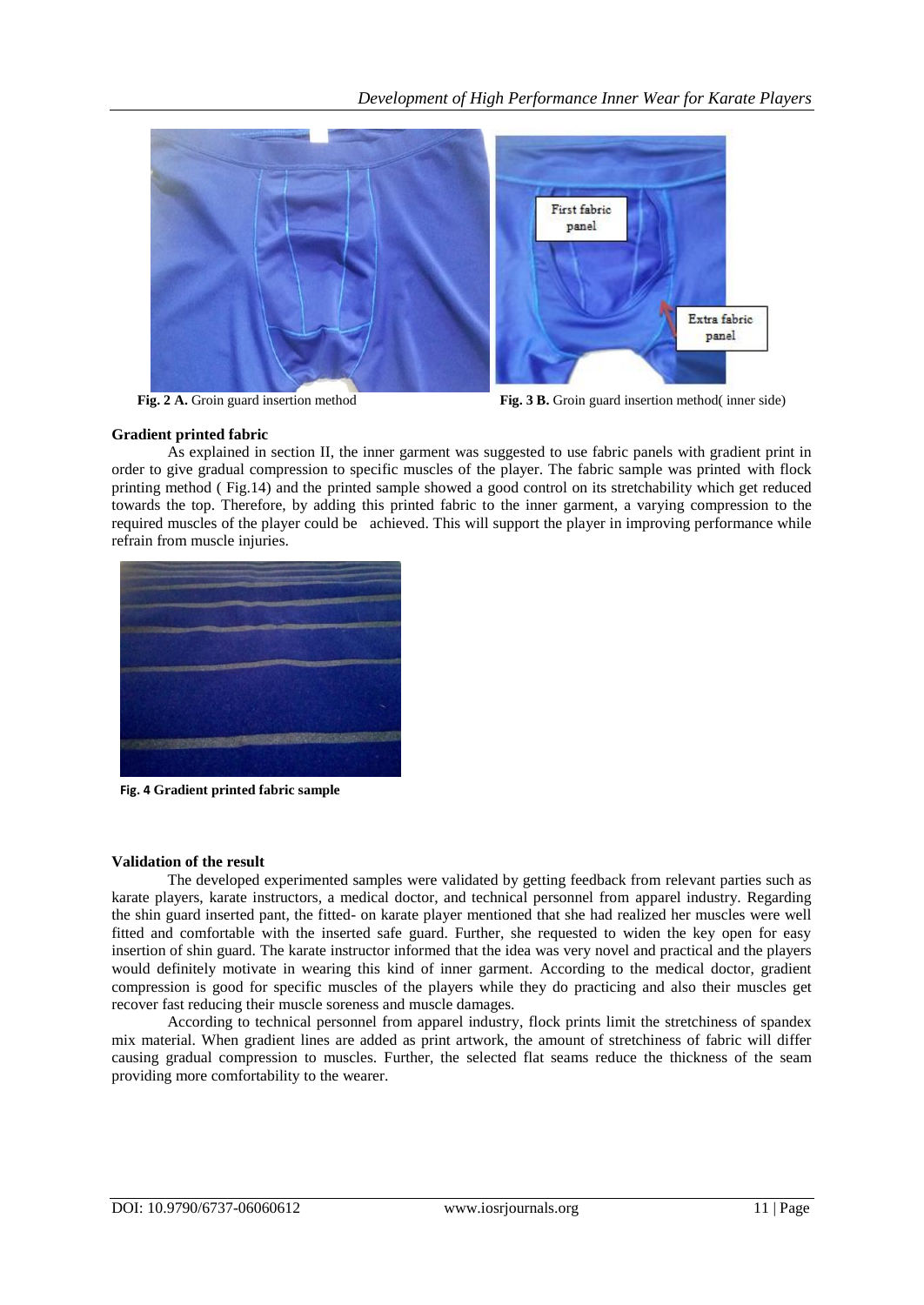**Fig. 2 A.** Groin guard insertion method

**Fig. 3 B.** Groin guard insertion method( inner side)

**Gradient printed fabric**

As explained in section II, the inner garment was suggested to use fabric panels with gradient print in order to give gradual compression to specific muscles of the player. The fabric sample was printed with flock printing method ( Fig.14) and the printed sample showed a good control on its stretchability which get reduced towards the top. Therefore, by adding this printed fabric to the inner garment, a varying compression to the required muscles of the player could be achieved. This will support the player in improving performance while refrain from muscle injuries.

**Fig. 4 Gradient printed fabric sample**

**Validation of the result**

The developed experimented samples were validated by getting feedback from relevant parties such as karate players, karate instructors, a medical doctor, and technical personnel from apparel industry. Regarding the shin guard inserted pant, the fitted- on karate player mentioned that she had realized her muscles were well fitted and comfortable with the inserted safe guard. Further, she requested to widen the key open for easy insertion of shin guard. The karate instructor informed that the idea was very novel and practical and the players would definitely motivate in wearing this kind of inner garment. According to the medical doctor, gradient compression is good for specific muscles of the players while they do practicing and also their muscles get recover fast reducing their muscle soreness and muscle damages.

According to technical personnel from apparel industry, flock prints limit the stretchiness of spandex mix material. When gradient lines are added as print artwork, the amount of stretchiness of fabric will differ causing gradual compression to muscles. Further, the selected flat seams reduce the thickness of the seam providing more comfortability to the wearer.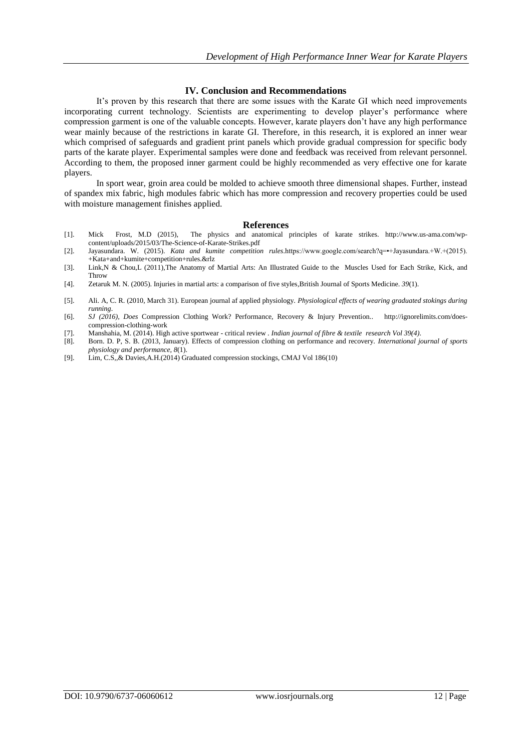## IV. Conclusion and Recommendations

It's proven by this research that there are some issues with the Karate GI which need improvements incorporating current technology. Scientists are experimenting to develop player's performance where compression garment is one of the valuable concepts. However, karate players don't have any high performance wear mainly because of the restrictions in karate GI. Therefore, in this research, it is explored an inner wear which comprised of safeguards and gradient print panels which provide gradual compression for specific body parts of the karate player. Experimental samples were done and feedback was received from relevant personnel. According to them, the proposed inner garment could be highly recommended as very effective one for karate players.

In sport wear, groin area could be molded to achieve smooth three dimensional shapes. Further, instead of spandex mix fabric, high modules fabric which has more compression and recovery properties could be used with moisture management finishes applied.

## References

[1]. Mick Frost, M.D (2015), The physics and anatomical principles of karate strikes. http://www.us-ama.com/wp-content/uploads/2015/03/The-Science-of-Karate-Strikes.pdf

[2]. Jayasundara. W. (2015). *Kata and kumite competition rules*.https://www.google.com/search?q=•+Jayasundara.+W.+(2015).+Kata+and+kumite+competition+rules.&rlz

[3]. Link,N & Chou,L (2011),The Anatomy of Martial Arts: An Illustrated Guide to the Muscles Used for Each Strike, Kick, and Throw

[4]. Zetaruk M. N. (2005). Injuries in martial arts: a comparison of five styles,British Journal of Sports Medicine. *39*(1).

[5]. Ali. A, C. R. (2010, March 31). European journal af applied physiology. *Physiological effects of wearing graduated stokings during running*.

[6]. *SJ (2016), Does* Compression Clothing Work? Performance, Recovery & Injury Prevention.. http://ignorelimits.com/does-compression-clothing-work

[7]. Manshahia, M. (2014). High active sportwear - critical review . *Indian journal of fibre & textile research Vol 39(4)*.

[8]. Born. D. P, S. B. (2013, January). Effects of compression clothing on performance and recovery. *International journal of sports physiology and performance, 8*(1).

[9]. Lim, C.S,,& Davies,A.H.(2014) Graduated compression stockings, CMAJ Vol 186(10)